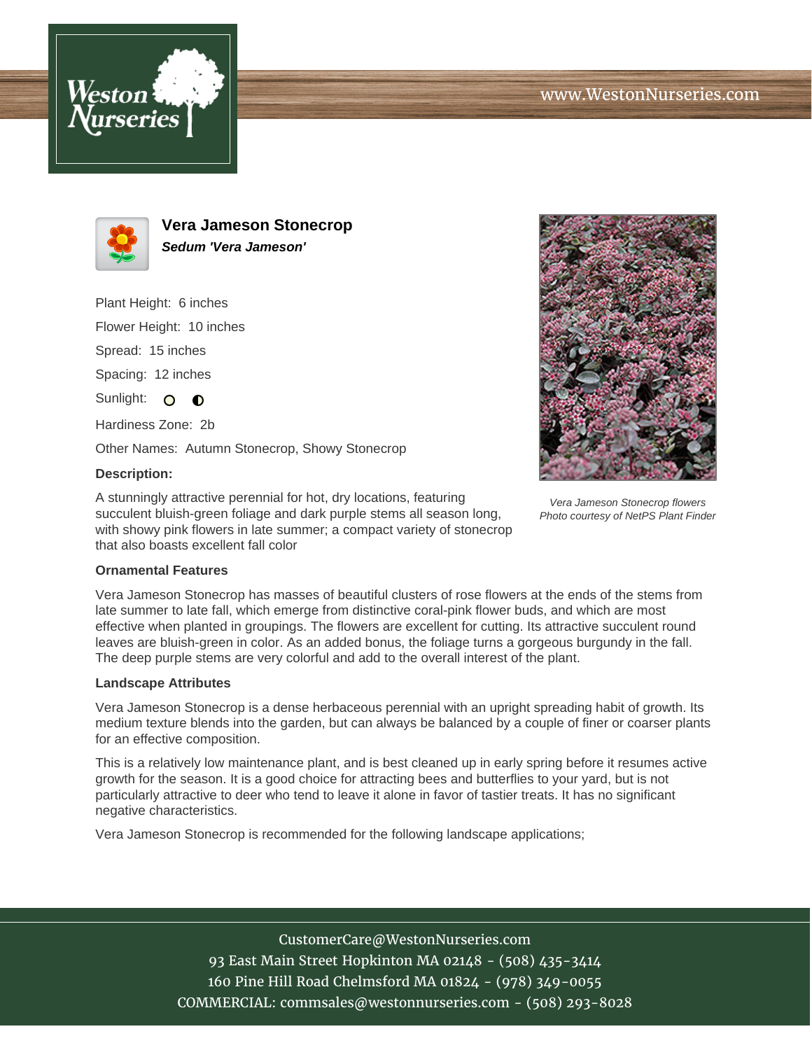# Vera Jameson Stonecrop

***Sedum 'Vera Jameson'***

Plant Height: 6 inches

Flower Height: 10 inches

Spread: 15 inches

Spacing: 12 inches

Sunlight: 

Hardiness Zone: 2b

Other Names: Autumn Stonecrop, Showy Stonecrop

**Description:**

A stunningly attractive perennial for hot, dry locations, featuring succulent bluish-green foliage and dark purple stems all season long, with showy pink flowers in late summer; a compact variety of stonecrop that also boasts excellent fall color

*Vera Jameson Stonecrop flowers*
*Photo courtesy of NetPS Plant Finder*

### Ornamental Features

Vera Jameson Stonecrop has masses of beautiful clusters of rose flowers at the ends of the stems from late summer to late fall, which emerge from distinctive coral-pink flower buds, and which are most effective when planted in groupings. The flowers are excellent for cutting. Its attractive succulent round leaves are bluish-green in color. As an added bonus, the foliage turns a gorgeous burgundy in the fall. The deep purple stems are very colorful and add to the overall interest of the plant.

### Landscape Attributes

Vera Jameson Stonecrop is a dense herbaceous perennial with an upright spreading habit of growth. Its medium texture blends into the garden, but can always be balanced by a couple of finer or coarser plants for an effective composition.

This is a relatively low maintenance plant, and is best cleaned up in early spring before it resumes active growth for the season. It is a good choice for attracting bees and butterflies to your yard, but is not particularly attractive to deer who tend to leave it alone in favor of tastier treats. It has no significant negative characteristics.

Vera Jameson Stonecrop is recommended for the following landscape applications;

CustomerCare@WestonNurseries.com
93 East Main Street Hopkinton MA 02148 - (508) 435-3414
160 Pine Hill Road Chelmsford MA 01824 - (978) 349-0055
COMMERCIAL: commsales@westonnurseries.com - (508) 293-8028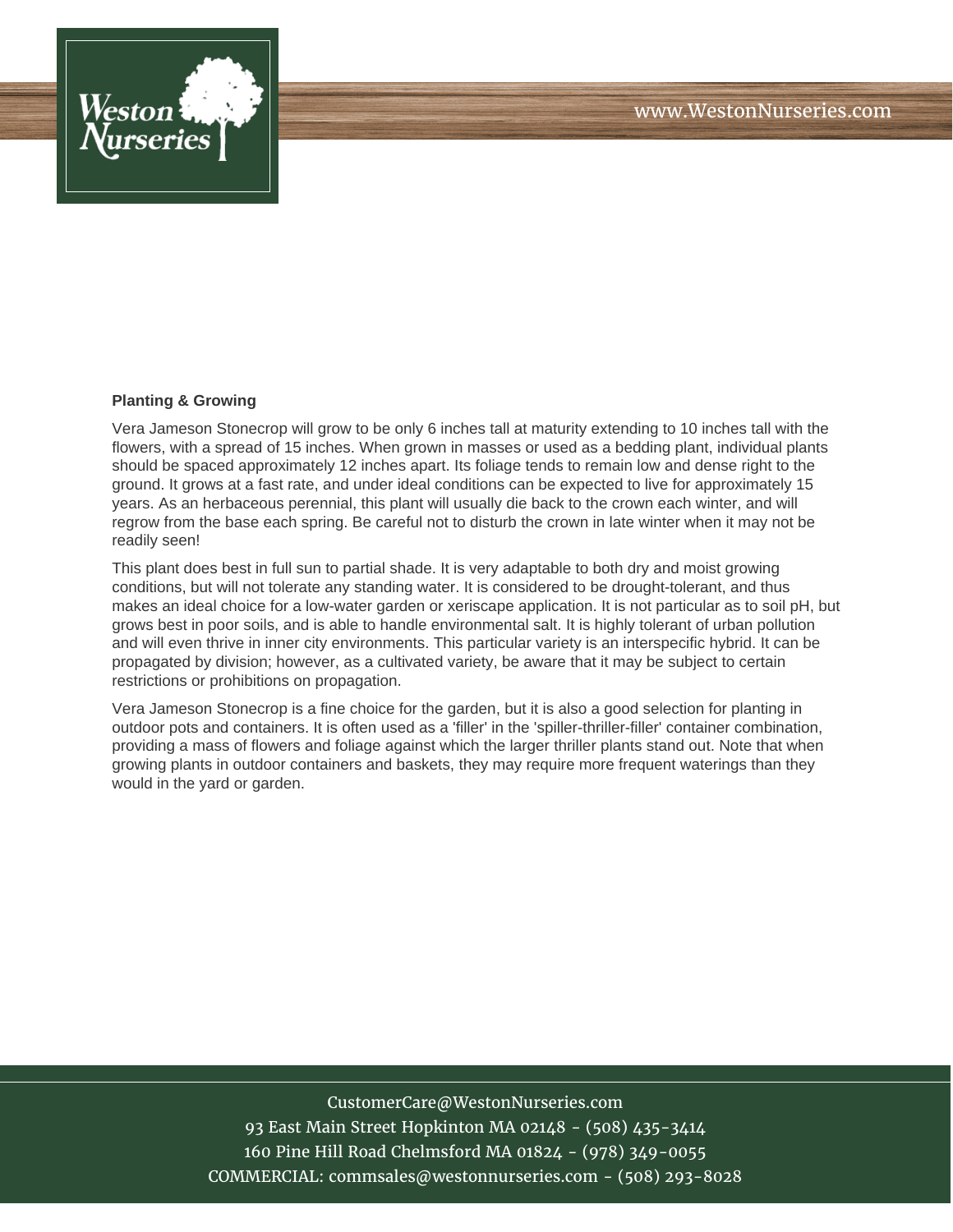**Planting & Growing**

Vera Jameson Stonecrop will grow to be only 6 inches tall at maturity extending to 10 inches tall with the flowers, with a spread of 15 inches. When grown in masses or used as a bedding plant, individual plants should be spaced approximately 12 inches apart. Its foliage tends to remain low and dense right to the ground. It grows at a fast rate, and under ideal conditions can be expected to live for approximately 15 years. As an herbaceous perennial, this plant will usually die back to the crown each winter, and will regrow from the base each spring. Be careful not to disturb the crown in late winter when it may not be readily seen!

This plant does best in full sun to partial shade. It is very adaptable to both dry and moist growing conditions, but will not tolerate any standing water. It is considered to be drought-tolerant, and thus makes an ideal choice for a low-water garden or xeriscape application. It is not particular as to soil pH, but grows best in poor soils, and is able to handle environmental salt. It is highly tolerant of urban pollution and will even thrive in inner city environments. This particular variety is an interspecific hybrid. It can be propagated by division; however, as a cultivated variety, be aware that it may be subject to certain restrictions or prohibitions on propagation.

Vera Jameson Stonecrop is a fine choice for the garden, but it is also a good selection for planting in outdoor pots and containers. It is often used as a 'filler' in the 'spiller-thriller-filler' container combination, providing a mass of flowers and foliage against which the larger thriller plants stand out. Note that when growing plants in outdoor containers and baskets, they may require more frequent waterings than they would in the yard or garden.